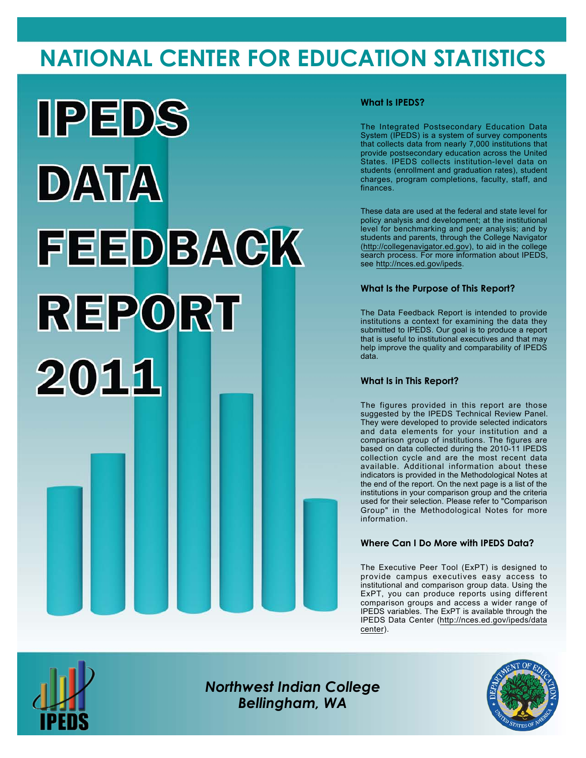# NATIONAL CENTER FOR EDUCATION STATISTICS

# IPEDS DATA FEEDBACK REPORT 2011

### What Is IPEDS?

The Integrated Postsecondary Education Data System (IPEDS) is a system of survey components that collects data from nearly 7,000 institutions that provide postsecondary education across the United States. IPEDS collects institution-level data on students (enrollment and graduation rates), student charges, program completions, faculty, staff, and finances.

These data are used at the federal and state level for policy analysis and development; at the institutional level for benchmarking and peer analysis; and by students and parents, through the College Navigator (http://collegenavigator.ed.gov), to aid in the college search process. For more information about IPEDS, see http://nces.ed.gov/ipeds.

### What Is the Purpose of This Report?

The Data Feedback Report is intended to provide institutions a context for examining the data they submitted to IPEDS. Our goal is to produce a report that is useful to institutional executives and that may help improve the quality and comparability of IPEDS data.

### What Is in This Report?

The figures provided in this report are those suggested by the IPEDS Technical Review Panel. They were developed to provide selected indicators and data elements for your institution and a comparison group of institutions. The figures are based on data collected during the 2010-11 IPEDS collection cycle and are the most recent data available. Additional information about these indicators is provided in the Methodological Notes at the end of the report. On the next page is a list of the institutions in your comparison group and the criteria used for their selection. Please refer to "Comparison Group" in the Methodological Notes for more information.

### Where Can I Do More with IPEDS Data?

The Executive Peer Tool (ExPT) is designed to provide campus executives easy access to institutional and comparison group data. Using the ExPT, you can produce reports using different comparison groups and access a wider range of IPEDS variables. The ExPT is available through the IPEDS Data Center (http://nces.ed.gov/ipeds/datacenter).

*Northwest Indian College*
*Bellingham, WA*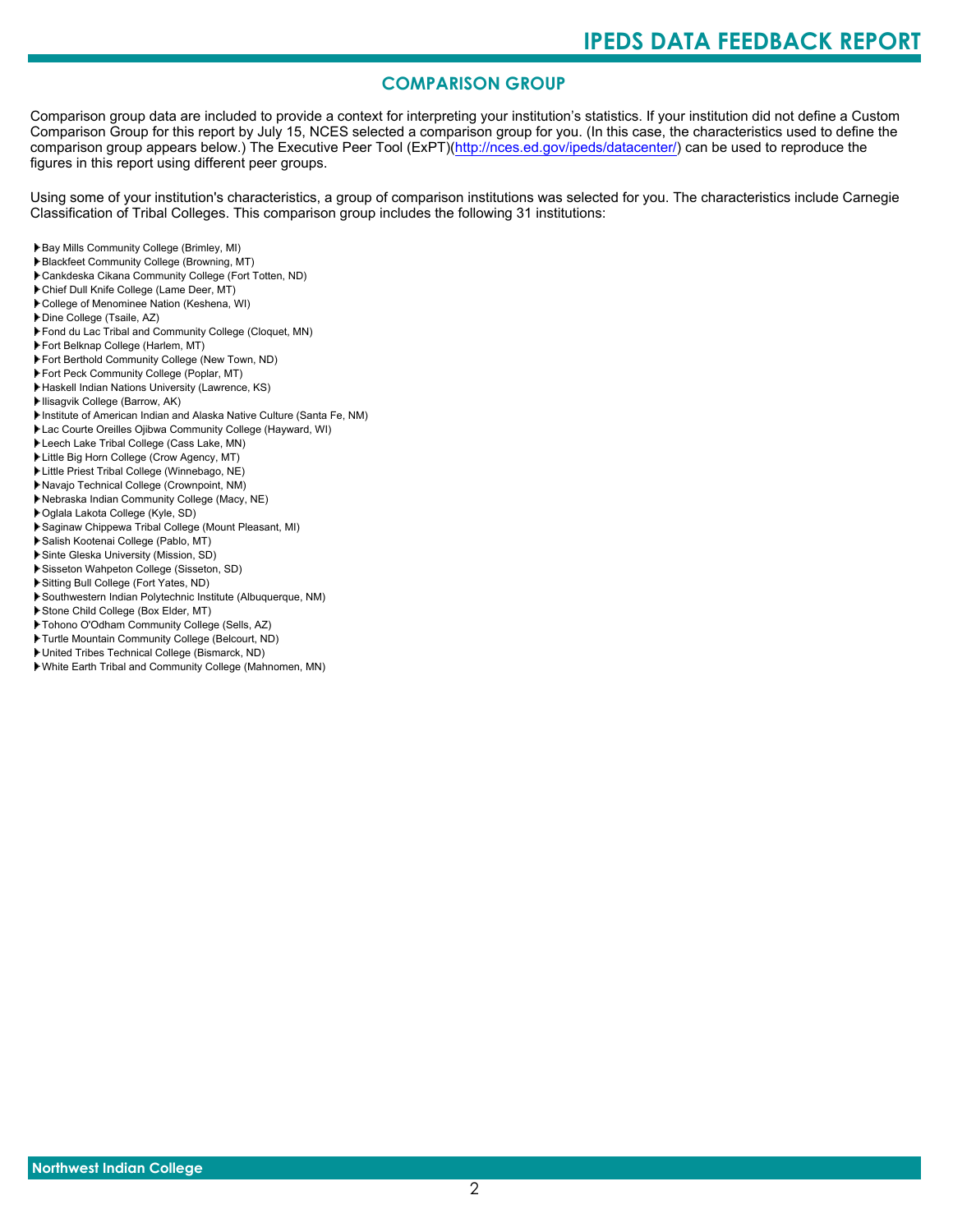## COMPARISON GROUP

Comparison group data are included to provide a context for interpreting your institution's statistics. If your institution did not define a Custom Comparison Group for this report by July 15, NCES selected a comparison group for you. (In this case, the characteristics used to define the comparison group appears below.) The Executive Peer Tool (ExPT)(http://nces.ed.gov/ipeds/datacenter/) can be used to reproduce the figures in this report using different peer groups.

Using some of your institution's characteristics, a group of comparison institutions was selected for you. The characteristics include Carnegie Classification of Tribal Colleges. This comparison group includes the following 31 institutions:

- Bay Mills Community College (Brimley, MI)
- Blackfeet Community College (Browning, MT)
- Cankdeska Cikana Community College (Fort Totten, ND)
- Chief Dull Knife College (Lame Deer, MT)
- College of Menominee Nation (Keshena, WI)
- Dine College (Tsaile, AZ)
- Fond du Lac Tribal and Community College (Cloquet, MN)
- Fort Belknap College (Harlem, MT)
- Fort Berthold Community College (New Town, ND)
- Fort Peck Community College (Poplar, MT)
- Haskell Indian Nations University (Lawrence, KS)
- Ilisagvik College (Barrow, AK)
- Institute of American Indian and Alaska Native Culture (Santa Fe, NM)
- Lac Courte Oreilles Ojibwa Community College (Hayward, WI)
- Leech Lake Tribal College (Cass Lake, MN)
- Little Big Horn College (Crow Agency, MT)
- Little Priest Tribal College (Winnebago, NE)
- Navajo Technical College (Crownpoint, NM)
- Nebraska Indian Community College (Macy, NE)
- Oglala Lakota College (Kyle, SD)
- Saginaw Chippewa Tribal College (Mount Pleasant, MI)
- Salish Kootenai College (Pablo, MT)
- Sinte Gleska University (Mission, SD)
- Sisseton Wahpeton College (Sisseton, SD)
- Sitting Bull College (Fort Yates, ND)
- Southwestern Indian Polytechnic Institute (Albuquerque, NM)
- Stone Child College (Box Elder, MT)
- Tohono O'Odham Community College (Sells, AZ)
- Turtle Mountain Community College (Belcourt, ND)
- United Tribes Technical College (Bismarck, ND)
- White Earth Tribal and Community College (Mahnomen, MN)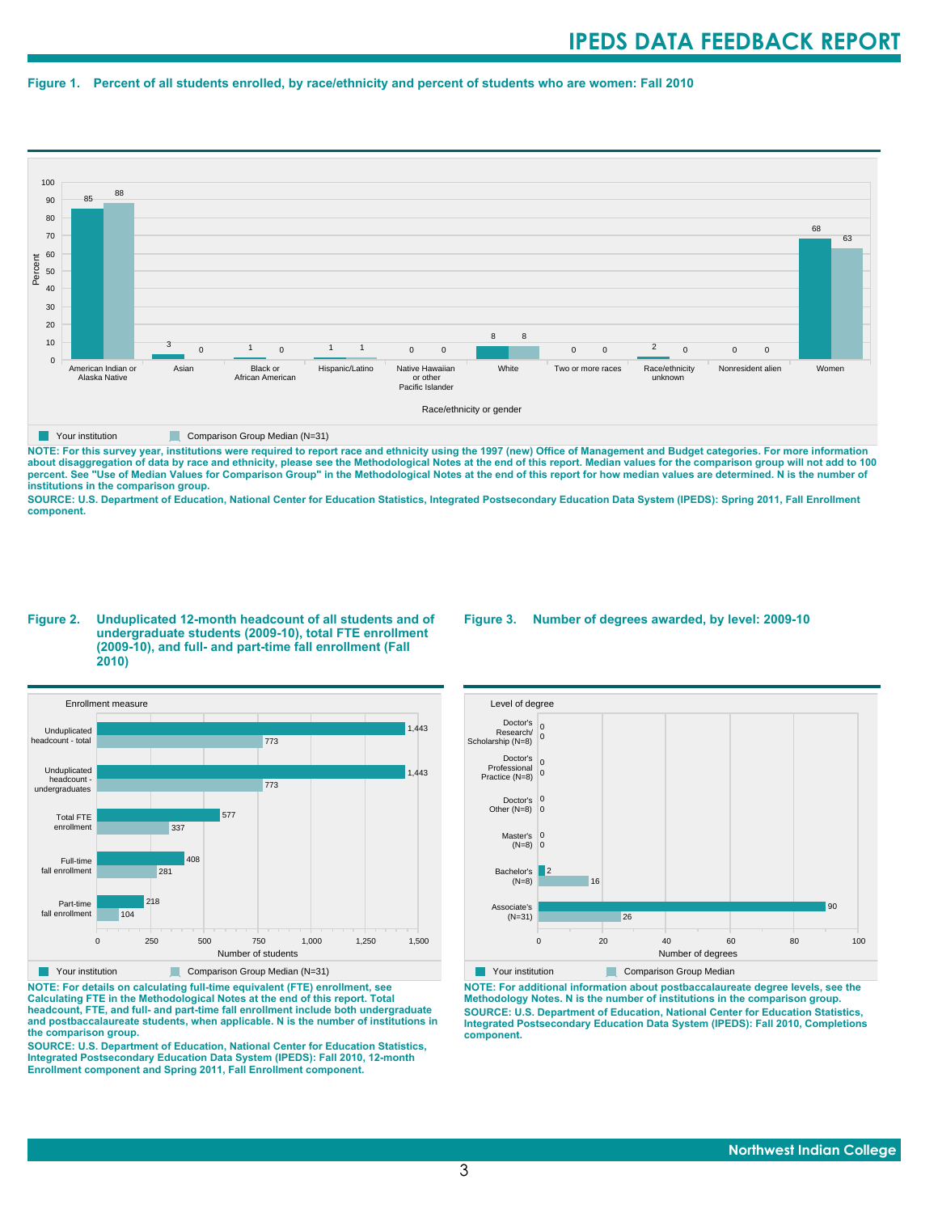**Figure 1. Percent of all students enrolled, by race/ethnicity and percent of students who are women: Fall 2010**

| Race/ethnicity or gender | Your institution | Comparison Group Median (N=31) |
|---|---|---|
| American Indian or Alaska Native | 85 | 88 |
| Asian | 3 | 0 |
| Black or African American | 1 | 0 |
| Hispanic/Latino | 1 | 1 |
| Native Hawaiian or other Pacific Islander | 0 | 0 |
| White | 8 | 8 |
| Two or more races | 0 | 0 |
| Race/ethnicity unknown | 2 | 0 |
| Nonresident alien | 0 | 0 |
| Women | 68 | 63 |

**NOTE: For this survey year, institutions were required to report race and ethnicity using the 1997 (new) Office of Management and Budget categories. For more information about disaggregation of data by race and ethnicity, please see the Methodological Notes at the end of this report. Median values for the comparison group will not add to 100 percent. See "Use of Median Values for Comparison Group" in the Methodological Notes at the end of this report for how median values are determined. N is the number of institutions in the comparison group.**

**SOURCE: U.S. Department of Education, National Center for Education Statistics, Integrated Postsecondary Education Data System (IPEDS): Spring 2011, Fall Enrollment component.**

**Figure 2. Unduplicated 12-month headcount of all students and of undergraduate students (2009-10), total FTE enrollment (2009-10), and full- and part-time fall enrollment (Fall 2010)**

| Enrollment measure | Your institution | Comparison Group Median (N=31) |
|---|---|---|
| Unduplicated headcount - total | 1,443 | 773 |
| Unduplicated headcount - undergraduates | 1,443 | 773 |
| Total FTE enrollment | 577 | 337 |
| Full-time fall enrollment | 408 | 281 |
| Part-time fall enrollment | 218 | 104 |

**NOTE: For details on calculating full-time equivalent (FTE) enrollment, see Calculating FTE in the Methodological Notes at the end of this report. Total headcount, FTE, and full- and part-time fall enrollment include both undergraduate and postbaccalaureate students, when applicable. N is the number of institutions in the comparison group.**

**SOURCE: U.S. Department of Education, National Center for Education Statistics, Integrated Postsecondary Education Data System (IPEDS): Fall 2010, 12-month Enrollment component and Spring 2011, Fall Enrollment component.**

**Figure 3. Number of degrees awarded, by level: 2009-10**

| Level of degree | Your institution | Comparison Group Median |
|---|---|---|
| Doctor's Research/ Scholarship (N=8) | 0 | 0 |
| Doctor's Professional Practice (N=8) | 0 | 0 |
| Doctor's Other (N=8) | 0 | 0 |
| Master's (N=8) | 0 | 0 |
| Bachelor's (N=8) | 2 | 16 |
| Associate's (N=31) | 90 | 26 |

**NOTE: For additional information about postbaccalaureate degree levels, see the Methodology Notes. N is the number of institutions in the comparison group.**

**SOURCE: U.S. Department of Education, National Center for Education Statistics, Integrated Postsecondary Education Data System (IPEDS): Fall 2010, Completions component.**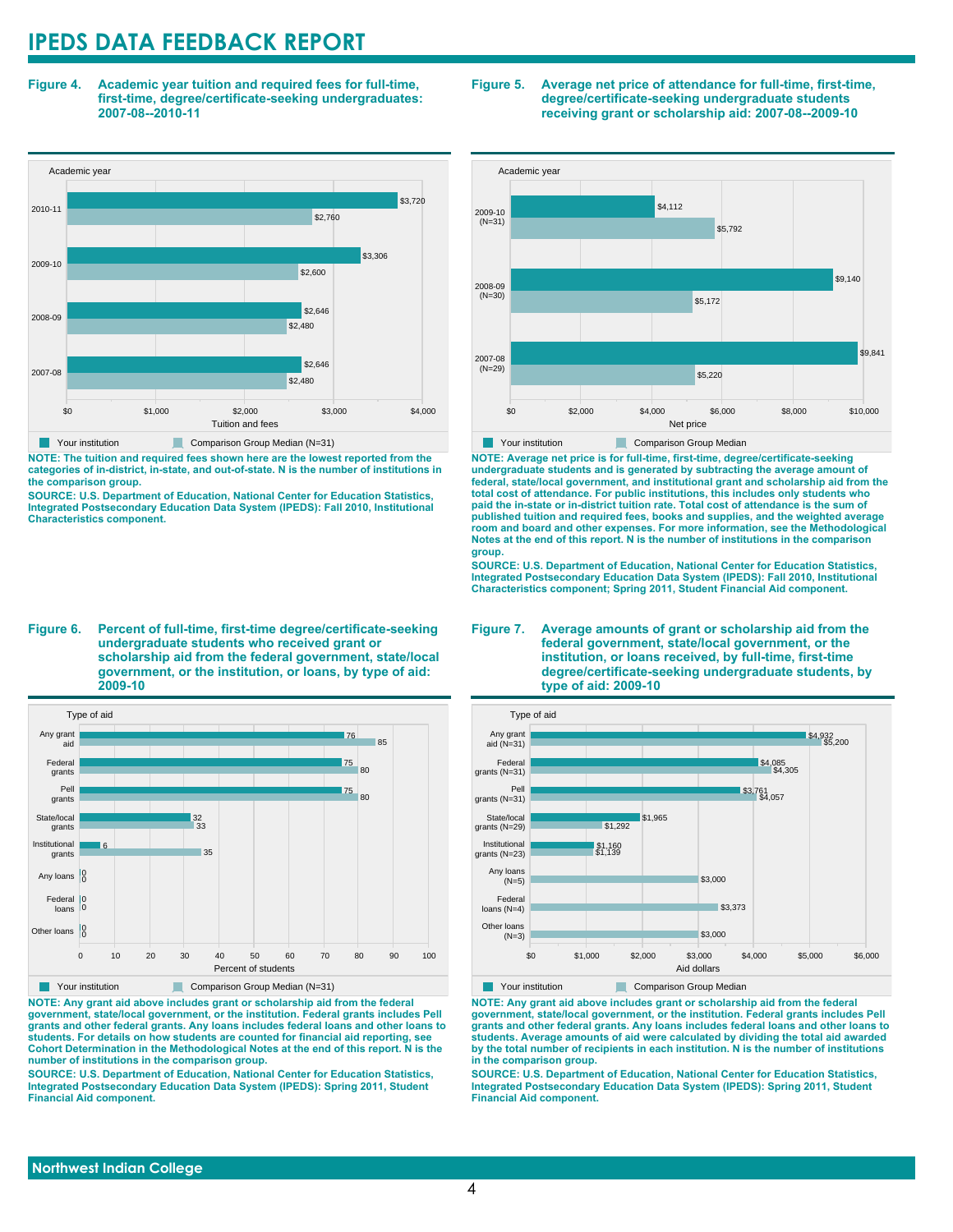# IPEDS DATA FEEDBACK REPORT

**Figure 4. Academic year tuition and required fees for full-time, first-time, degree/certificate-seeking undergraduates: 2007-08--2010-11**

| Academic year | Your institution | Comparison Group Median (N=31) |
|---|---|---|
| 2010-11 | $3,720 | $2,760 |
| 2009-10 | $3,306 | $2,600 |
| 2008-09 | $2,646 | $2,480 |
| 2007-08 | $2,646 | $2,480 |

**NOTE: The tuition and required fees shown here are the lowest reported from the categories of in-district, in-state, and out-of-state. N is the number of institutions in the comparison group.**

**SOURCE: U.S. Department of Education, National Center for Education Statistics, Integrated Postsecondary Education Data System (IPEDS): Fall 2010, Institutional Characteristics component.**

**Figure 5. Average net price of attendance for full-time, first-time, degree/certificate-seeking undergraduate students receiving grant or scholarship aid: 2007-08--2009-10**

| Academic year | Your institution | Comparison Group Median |
|---|---|---|
| 2009-10 (N=31) | $4,112 | $5,792 |
| 2008-09 (N=30) | $9,140 | $5,172 |
| 2007-08 (N=29) | $9,841 | $5,220 |

**NOTE: Average net price is for full-time, first-time, degree/certificate-seeking undergraduate students and is generated by subtracting the average amount of federal, state/local government, and institutional grant and scholarship aid from the total cost of attendance. For public institutions, this includes only students who paid the in-state or in-district tuition rate. Total cost of attendance is the sum of published tuition and required fees, books and supplies, and the weighted average room and board and other expenses. For more information, see the Methodological Notes at the end of this report. N is the number of institutions in the comparison group.**

**SOURCE: U.S. Department of Education, National Center for Education Statistics, Integrated Postsecondary Education Data System (IPEDS): Fall 2010, Institutional Characteristics component; Spring 2011, Student Financial Aid component.**

**Figure 6. Percent of full-time, first-time degree/certificate-seeking undergraduate students who received grant or scholarship aid from the federal government, state/local government, or the institution, or loans, by type of aid: 2009-10**

| Type of aid | Your institution | Comparison Group Median (N=31) |
|---|---|---|
| Any grant aid | 76 | 85 |
| Federal grants | 75 | 80 |
| Pell grants | 75 | 80 |
| State/local grants | 32 | 33 |
| Institutional grants | 6 | 35 |
| Any loans | 0 | 0 |
| Federal loans | 0 | 0 |
| Other loans | 0 | 0 |

**NOTE: Any grant aid above includes grant or scholarship aid from the federal government, state/local government, or the institution. Federal grants includes Pell grants and other federal grants. Any loans includes federal loans and other loans to students. For details on how students are counted for financial aid reporting, see Cohort Determination in the Methodological Notes at the end of this report. N is the number of institutions in the comparison group.**

**SOURCE: U.S. Department of Education, National Center for Education Statistics, Integrated Postsecondary Education Data System (IPEDS): Spring 2011, Student Financial Aid component.**

**Figure 7. Average amounts of grant or scholarship aid from the federal government, state/local government, or the institution, or loans received, by full-time, first-time degree/certificate-seeking undergraduate students, by type of aid: 2009-10**

| Type of aid | Your institution | Comparison Group Median |
|---|---|---|
| Any grant aid (N=31) | $4,932 | $5,200 |
| Federal grants (N=31) | $4,085 | $4,305 |
| Pell grants (N=31) | $3,761 | $4,057 |
| State/local grants (N=29) | $1,965 | $1,292 |
| Institutional grants (N=23) | $1,160 | $1,139 |
| Any loans (N=5) | | $3,000 |
| Federal loans (N=4) | | $3,373 |
| Other loans (N=3) | | $3,000 |

**NOTE: Any grant aid above includes grant or scholarship aid from the federal government, state/local government, or the institution. Federal grants includes Pell grants and other federal grants. Any loans includes federal loans and other loans to students. Average amounts of aid were calculated by dividing the total aid awarded by the total number of recipients in each institution. N is the number of institutions in the comparison group.**

**SOURCE: U.S. Department of Education, National Center for Education Statistics, Integrated Postsecondary Education Data System (IPEDS): Spring 2011, Student Financial Aid component.**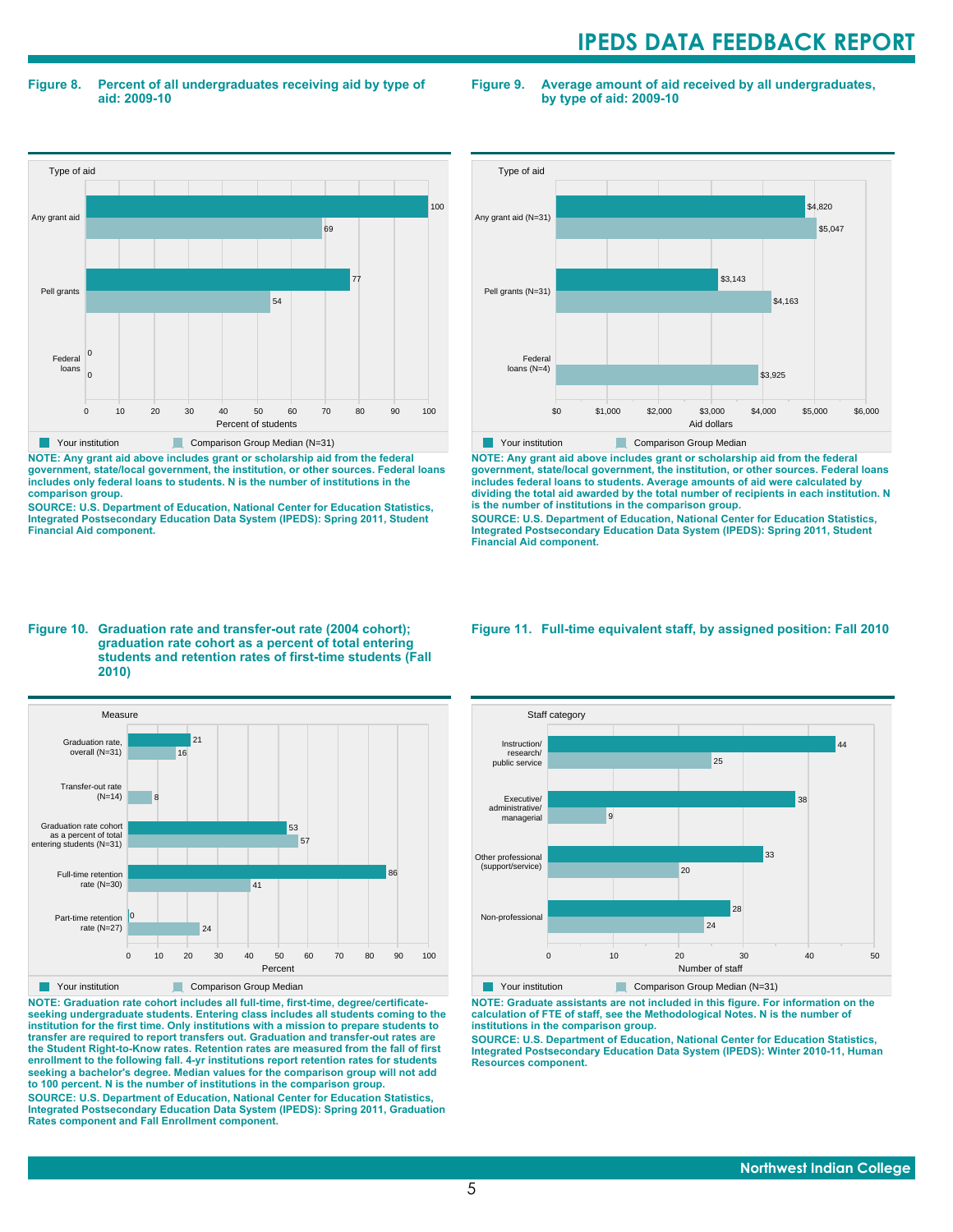**Figure 8. Percent of all undergraduates receiving aid by type of aid: 2009-10**

| Type of aid | Your institution | Comparison Group Median (N=31) |
|---|---|---|
| Any grant aid | 100 | 69 |
| Pell grants | 77 | 54 |
| Federal loans | 0 | 0 |

Percent of students

NOTE: Any grant aid above includes grant or scholarship aid from the federal government, state/local government, the institution, or other sources. Federal loans includes only federal loans to students. N is the number of institutions in the comparison group.

SOURCE: U.S. Department of Education, National Center for Education Statistics, Integrated Postsecondary Education Data System (IPEDS): Spring 2011, Student Financial Aid component.

**Figure 9. Average amount of aid received by all undergraduates, by type of aid: 2009-10**

| Type of aid | Your institution | Comparison Group Median |
|---|---|---|
| Any grant aid (N=31) | $4,820 | $5,047 |
| Pell grants (N=31) | $3,143 | $4,163 |
| Federal loans (N=4) | | $3,925 |

Aid dollars

NOTE: Any grant aid above includes grant or scholarship aid from the federal government, state/local government, the institution, or other sources. Federal loans includes federal loans to students. Average amounts of aid were calculated by dividing the total aid awarded by the total number of recipients in each institution. N is the number of institutions in the comparison group.

SOURCE: U.S. Department of Education, National Center for Education Statistics, Integrated Postsecondary Education Data System (IPEDS): Spring 2011, Student Financial Aid component.

**Figure 10. Graduation rate and transfer-out rate (2004 cohort); graduation rate cohort as a percent of total entering students and retention rates of first-time students (Fall 2010)**

| Measure | Your institution | Comparison Group Median |
|---|---|---|
| Graduation rate, overall (N=31) | 21 | 16 |
| Transfer-out rate (N=14) | | 8 |
| Graduation rate cohort as a percent of total entering students (N=31) | 53 | 57 |
| Full-time retention rate (N=30) | 86 | 41 |
| Part-time retention rate (N=27) | 0 | 24 |

Percent

NOTE: Graduation rate cohort includes all full-time, first-time, degree/certificate-seeking undergraduate students. Entering class includes all students coming to the institution for the first time. Only institutions with a mission to prepare students to transfer are required to report transfers out. Graduation and transfer-out rates are the Student Right-to-Know rates. Retention rates are measured from the fall of first enrollment to the following fall. 4-yr institutions report retention rates for students seeking a bachelor's degree. Median values for the comparison group will not add to 100 percent. N is the number of institutions in the comparison group.

SOURCE: U.S. Department of Education, National Center for Education Statistics, Integrated Postsecondary Education Data System (IPEDS): Spring 2011, Graduation Rates component and Fall Enrollment component.

**Figure 11. Full-time equivalent staff, by assigned position: Fall 2010**

| Staff category | Your institution | Comparison Group Median (N=31) |
|---|---|---|
| Instruction/ research/ public service | 44 | 25 |
| Executive/ administrative/ managerial | 38 | 9 |
| Other professional (support/service) | 33 | 20 |
| Non-professional | 28 | 24 |

Number of staff

NOTE: Graduate assistants are not included in this figure. For information on the calculation of FTE of staff, see the Methodological Notes. N is the number of institutions in the comparison group.

SOURCE: U.S. Department of Education, National Center for Education Statistics, Integrated Postsecondary Education Data System (IPEDS): Winter 2010-11, Human Resources component.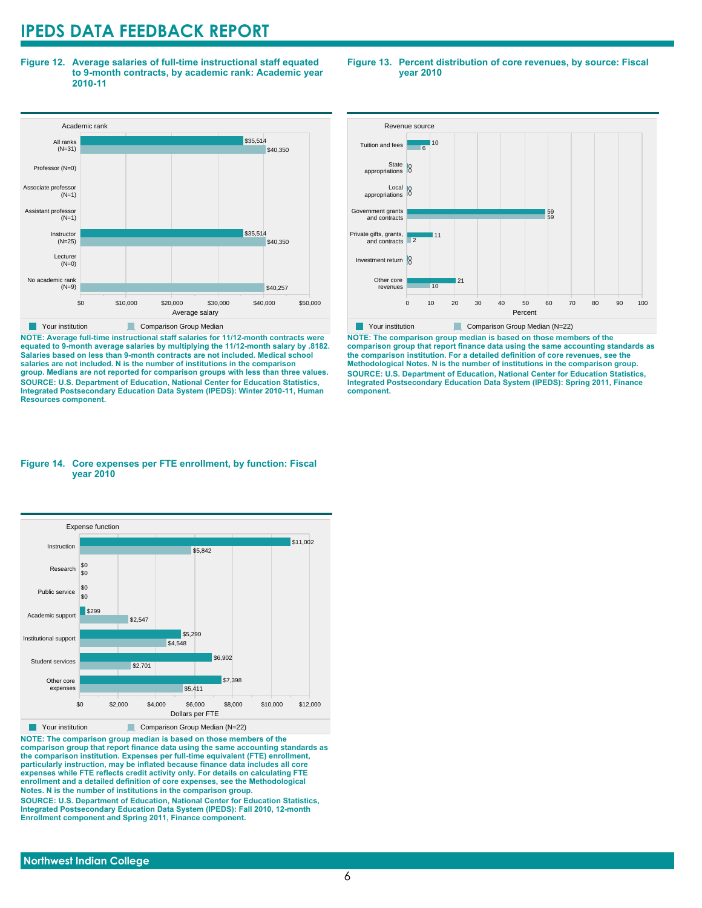**Figure 12. Average salaries of full-time instructional staff equated to 9-month contracts, by academic rank: Academic year 2010-11**

| Academic rank | Your institution | Comparison Group Median |
|---|---|---|
| All ranks (N=31) | $35,514 | $40,350 |
| Professor (N=0) | | |
| Associate professor (N=1) | | |
| Assistant professor (N=1) | | |
| Instructor (N=25) | $35,514 | $40,350 |
| Lecturer (N=0) | | |
| No academic rank (N=9) | | $40,257 |

**NOTE: Average full-time instructional staff salaries for 11/12-month contracts were equated to 9-month average salaries by multiplying the 11/12-month salary by .8182. Salaries based on less than 9-month contracts are not included. Medical school salaries are not included. N is the number of institutions in the comparison group. Medians are not reported for comparison groups with less than three values.**

**SOURCE: U.S. Department of Education, National Center for Education Statistics, Integrated Postsecondary Education Data System (IPEDS): Winter 2010-11, Human Resources component.**

**Figure 13. Percent distribution of core revenues, by source: Fiscal year 2010**

| Revenue source | Your institution | Comparison Group Median (N=22) |
|---|---|---|
| Tuition and fees | 10 | 6 |
| State appropriations | 0 | 0 |
| Local appropriations | 0 | 0 |
| Government grants and contracts | 59 | 59 |
| Private gifts, grants, and contracts | 11 | 2 |
| Investment return | 0 | 0 |
| Other core revenues | 21 | 10 |

**NOTE: The comparison group median is based on those members of the comparison group that report finance data using the same accounting standards as the comparison institution. For a detailed definition of core revenues, see the Methodological Notes. N is the number of institutions in the comparison group.**

**SOURCE: U.S. Department of Education, National Center for Education Statistics, Integrated Postsecondary Education Data System (IPEDS): Spring 2011, Finance component.**

**Figure 14. Core expenses per FTE enrollment, by function: Fiscal year 2010**

| Expense function | Your institution | Comparison Group Median (N=22) |
|---|---|---|
| Instruction | $11,002 | $5,842 |
| Research | $0 | $0 |
| Public service | $0 | $0 |
| Academic support | $299 | $2,547 |
| Institutional support | $5,290 | $4,548 |
| Student services | $6,902 | $2,701 |
| Other core expenses | $7,398 | $5,411 |

**NOTE: The comparison group median is based on those members of the comparison group that report finance data using the same accounting standards as the comparison institution. Expenses per full-time equivalent (FTE) enrollment, particularly instruction, may be inflated because finance data includes all core expenses while FTE reflects credit activity only. For details on calculating FTE enrollment and a detailed definition of core expenses, see the Methodological Notes. N is the number of institutions in the comparison group.**

**SOURCE: U.S. Department of Education, National Center for Education Statistics, Integrated Postsecondary Education Data System (IPEDS): Fall 2010, 12-month Enrollment component and Spring 2011, Finance component.**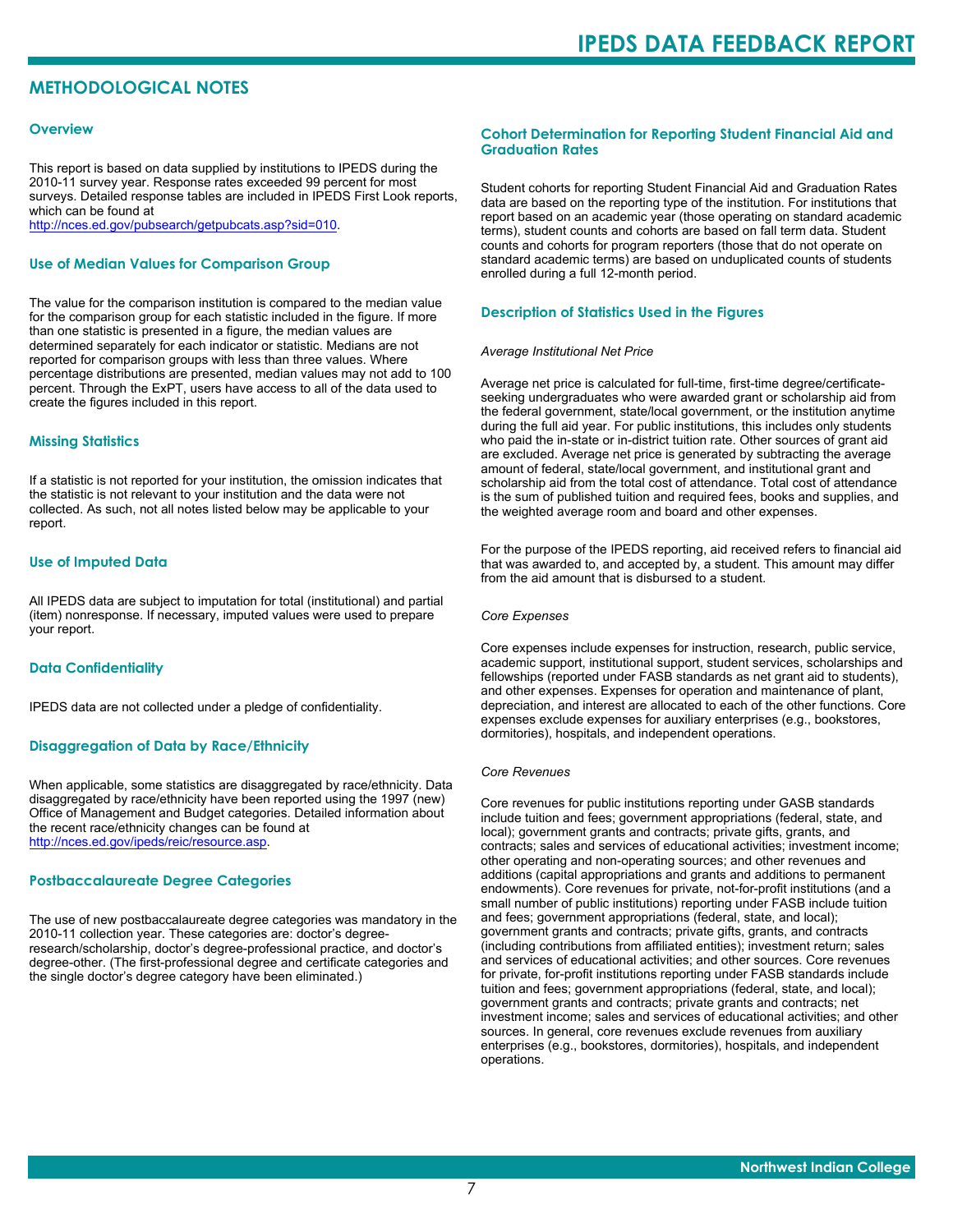# METHODOLOGICAL NOTES

## Overview

This report is based on data supplied by institutions to IPEDS during the 2010-11 survey year. Response rates exceeded 99 percent for most surveys. Detailed response tables are included in IPEDS First Look reports, which can be found at http://nces.ed.gov/pubsearch/getpubcats.asp?sid=010.

## Use of Median Values for Comparison Group

The value for the comparison institution is compared to the median value for the comparison group for each statistic included in the figure. If more than one statistic is presented in a figure, the median values are determined separately for each indicator or statistic. Medians are not reported for comparison groups with less than three values. Where percentage distributions are presented, median values may not add to 100 percent. Through the ExPT, users have access to all of the data used to create the figures included in this report.

## Missing Statistics

If a statistic is not reported for your institution, the omission indicates that the statistic is not relevant to your institution and the data were not collected. As such, not all notes listed below may be applicable to your report.

## Use of Imputed Data

All IPEDS data are subject to imputation for total (institutional) and partial (item) nonresponse. If necessary, imputed values were used to prepare your report.

## Data Confidentiality

IPEDS data are not collected under a pledge of confidentiality.

## Disaggregation of Data by Race/Ethnicity

When applicable, some statistics are disaggregated by race/ethnicity. Data disaggregated by race/ethnicity have been reported using the 1997 (new) Office of Management and Budget categories. Detailed information about the recent race/ethnicity changes can be found at http://nces.ed.gov/ipeds/reic/resource.asp.

## Postbaccalaureate Degree Categories

The use of new postbaccalaureate degree categories was mandatory in the 2010-11 collection year. These categories are: doctor's degree-research/scholarship, doctor's degree-professional practice, and doctor's degree-other. (The first-professional degree and certificate categories and the single doctor's degree category have been eliminated.)

## Cohort Determination for Reporting Student Financial Aid and Graduation Rates

Student cohorts for reporting Student Financial Aid and Graduation Rates data are based on the reporting type of the institution. For institutions that report based on an academic year (those operating on standard academic terms), student counts and cohorts are based on fall term data. Student counts and cohorts for program reporters (those that do not operate on standard academic terms) are based on unduplicated counts of students enrolled during a full 12-month period.

## Description of Statistics Used in the Figures

*Average Institutional Net Price*

Average net price is calculated for full-time, first-time degree/certificate-seeking undergraduates who were awarded grant or scholarship aid from the federal government, state/local government, or the institution anytime during the full aid year. For public institutions, this includes only students who paid the in-state or in-district tuition rate. Other sources of grant aid are excluded. Average net price is generated by subtracting the average amount of federal, state/local government, and institutional grant and scholarship aid from the total cost of attendance. Total cost of attendance is the sum of published tuition and required fees, books and supplies, and the weighted average room and board and other expenses.

For the purpose of the IPEDS reporting, aid received refers to financial aid that was awarded to, and accepted by, a student. This amount may differ from the aid amount that is disbursed to a student.

*Core Expenses*

Core expenses include expenses for instruction, research, public service, academic support, institutional support, student services, scholarships and fellowships (reported under FASB standards as net grant aid to students), and other expenses. Expenses for operation and maintenance of plant, depreciation, and interest are allocated to each of the other functions. Core expenses exclude expenses for auxiliary enterprises (e.g., bookstores, dormitories), hospitals, and independent operations.

*Core Revenues*

Core revenues for public institutions reporting under GASB standards include tuition and fees; government appropriations (federal, state, and local); government grants and contracts; private gifts, grants, and contracts; sales and services of educational activities; investment income; other operating and non-operating sources; and other revenues and additions (capital appropriations and grants and additions to permanent endowments). Core revenues for private, not-for-profit institutions (and a small number of public institutions) reporting under FASB include tuition and fees; government appropriations (federal, state, and local); government grants and contracts; private gifts, grants, and contracts (including contributions from affiliated entities); investment return; sales and services of educational activities; and other sources. Core revenues for private, for-profit institutions reporting under FASB standards include tuition and fees; government appropriations (federal, state, and local); government grants and contracts; private grants and contracts; net investment income; sales and services of educational activities; and other sources. In general, core revenues exclude revenues from auxiliary enterprises (e.g., bookstores, dormitories), hospitals, and independent operations.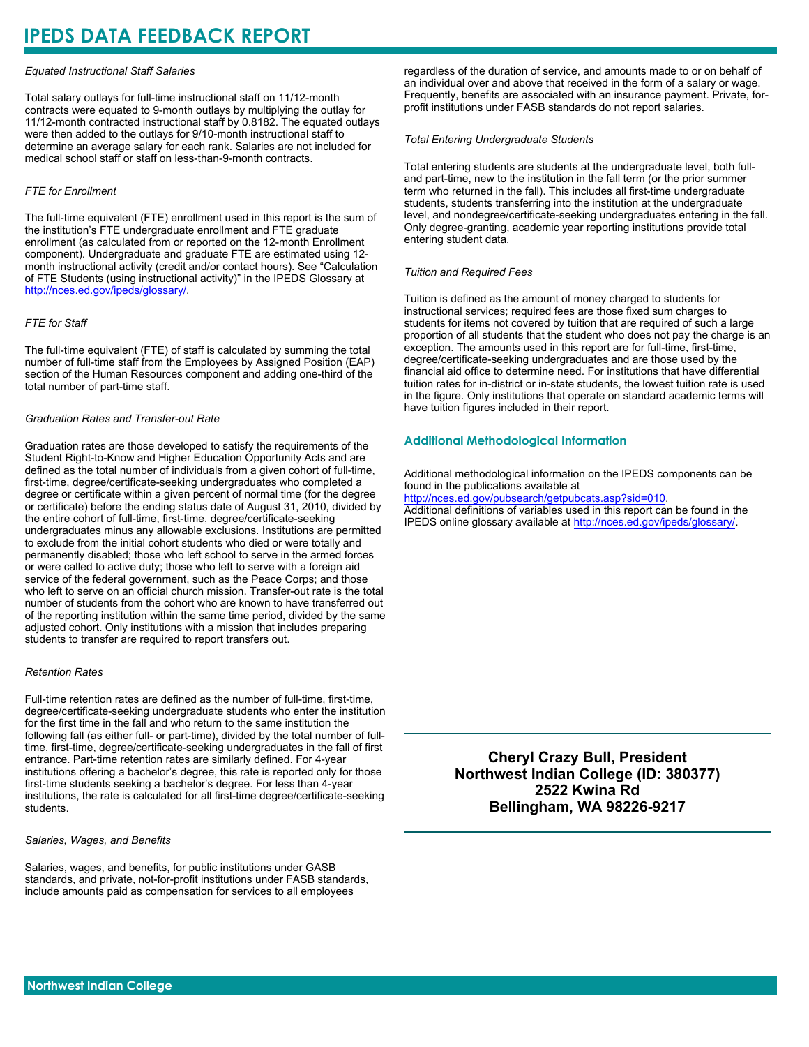*Equated Instructional Staff Salaries*

Total salary outlays for full-time instructional staff on 11/12-month contracts were equated to 9-month outlays by multiplying the outlay for 11/12-month contracted instructional staff by 0.8182. The equated outlays were then added to the outlays for 9/10-month instructional staff to determine an average salary for each rank. Salaries are not included for medical school staff or staff on less-than-9-month contracts.

*FTE for Enrollment*

The full-time equivalent (FTE) enrollment used in this report is the sum of the institution's FTE undergraduate enrollment and FTE graduate enrollment (as calculated from or reported on the 12-month Enrollment component). Undergraduate and graduate FTE are estimated using 12-month instructional activity (credit and/or contact hours). See "Calculation of FTE Students (using instructional activity)" in the IPEDS Glossary at http://nces.ed.gov/ipeds/glossary/.

*FTE for Staff*

The full-time equivalent (FTE) of staff is calculated by summing the total number of full-time staff from the Employees by Assigned Position (EAP) section of the Human Resources component and adding one-third of the total number of part-time staff.

*Graduation Rates and Transfer-out Rate*

Graduation rates are those developed to satisfy the requirements of the Student Right-to-Know and Higher Education Opportunity Acts and are defined as the total number of individuals from a given cohort of full-time, first-time, degree/certificate-seeking undergraduates who completed a degree or certificate within a given percent of normal time (for the degree or certificate) before the ending status date of August 31, 2010, divided by the entire cohort of full-time, first-time, degree/certificate-seeking undergraduates minus any allowable exclusions. Institutions are permitted to exclude from the initial cohort students who died or were totally and permanently disabled; those who left school to serve in the armed forces or were called to active duty; those who left to serve with a foreign aid service of the federal government, such as the Peace Corps; and those who left to serve on an official church mission. Transfer-out rate is the total number of students from the cohort who are known to have transferred out of the reporting institution within the same time period, divided by the same adjusted cohort. Only institutions with a mission that includes preparing students to transfer are required to report transfers out.

*Retention Rates*

Full-time retention rates are defined as the number of full-time, first-time, degree/certificate-seeking undergraduate students who enter the institution for the first time in the fall and who return to the same institution the following fall (as either full- or part-time), divided by the total number of full-time, first-time, degree/certificate-seeking undergraduates in the fall of first entrance. Part-time retention rates are similarly defined. For 4-year institutions offering a bachelor's degree, this rate is reported only for those first-time students seeking a bachelor's degree. For less than 4-year institutions, the rate is calculated for all first-time degree/certificate-seeking students.

*Salaries, Wages, and Benefits*

Salaries, wages, and benefits, for public institutions under GASB standards, and private, not-for-profit institutions under FASB standards, include amounts paid as compensation for services to all employees regardless of the duration of service, and amounts made to or on behalf of an individual over and above that received in the form of a salary or wage. Frequently, benefits are associated with an insurance payment. Private, for-profit institutions under FASB standards do not report salaries.

*Total Entering Undergraduate Students*

Total entering students are students at the undergraduate level, both full- and part-time, new to the institution in the fall term (or the prior summer term who returned in the fall). This includes all first-time undergraduate students, students transferring into the institution at the undergraduate level, and nondegree/certificate-seeking undergraduates entering in the fall. Only degree-granting, academic year reporting institutions provide total entering student data.

*Tuition and Required Fees*

Tuition is defined as the amount of money charged to students for instructional services; required fees are those fixed sum charges to students for items not covered by tuition that are required of such a large proportion of all students that the student who does not pay the charge is an exception. The amounts used in this report are for full-time, first-time, degree/certificate-seeking undergraduates and are those used by the financial aid office to determine need. For institutions that have differential tuition rates for in-district or in-state students, the lowest tuition rate is used in the figure. Only institutions that operate on standard academic terms will have tuition figures included in their report.

## Additional Methodological Information

Additional methodological information on the IPEDS components can be found in the publications available at http://nces.ed.gov/pubsearch/getpubcats.asp?sid=010.
Additional definitions of variables used in this report can be found in the IPEDS online glossary available at http://nces.ed.gov/ipeds/glossary/.

**Cheryl Crazy Bull, President**
**Northwest Indian College (ID: 380377)**
**2522 Kwina Rd**
**Bellingham, WA 98226-9217**